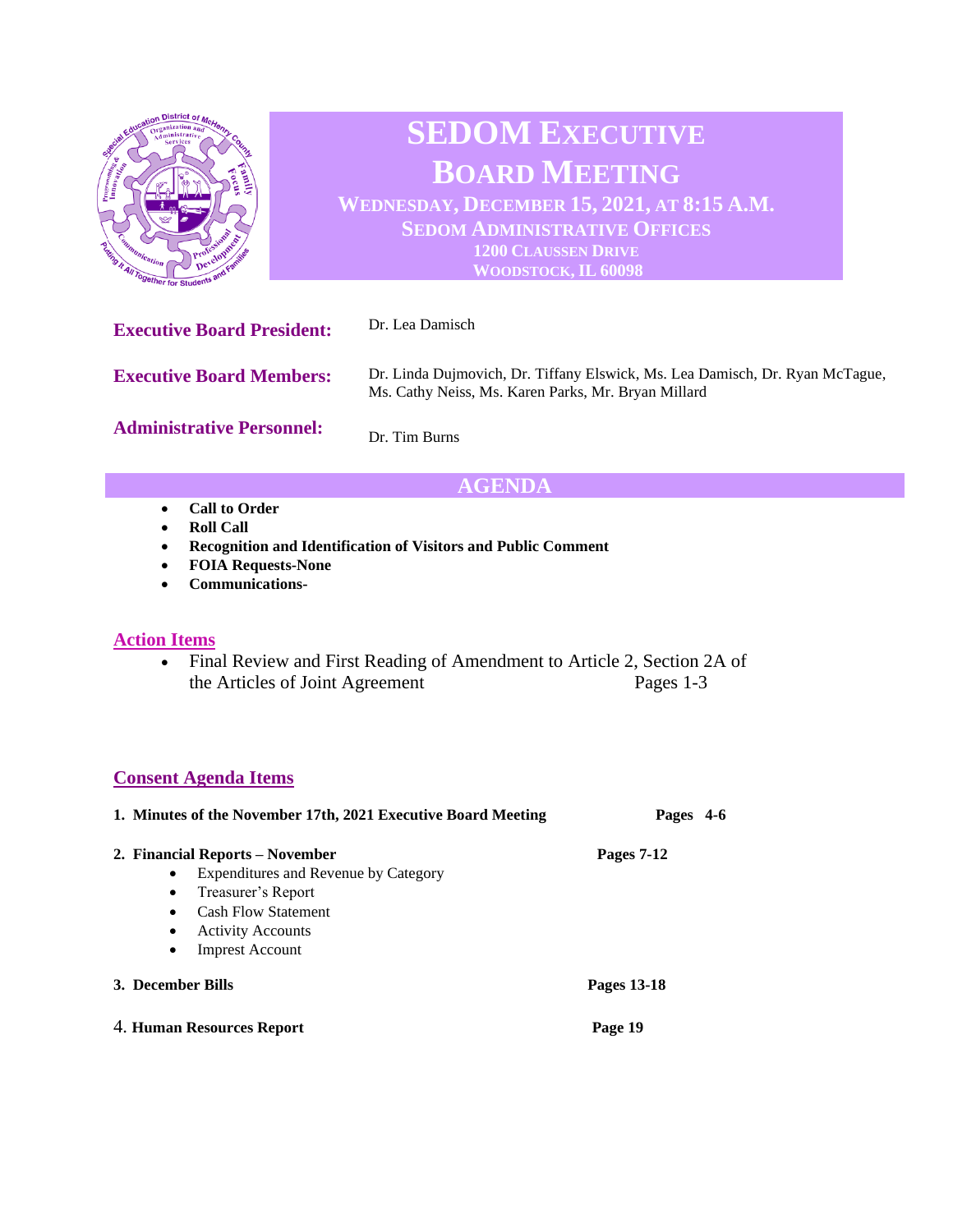# SEDOM EXECUTIVE BOARD MEETING

**WEDNESDAY, DECEMBER 15, 2021, AT 8:15 A.M.**
**SEDOM ADMINISTRATIVE OFFICES**
**1200 CLAUSSEN DRIVE**
**WOODSTOCK, IL 60098**

| | |
|---|---|
| **Executive Board President:** | Dr. Lea Damisch |
| **Executive Board Members:** | Dr. Linda Dujmovich, Dr. Tiffany Elswick, Ms. Lea Damisch, Dr. Ryan McTague, Ms. Cathy Neiss, Ms. Karen Parks, Mr. Bryan Millard |
| **Administrative Personnel:** | Dr. Tim Burns |

## AGENDA

- **Call to Order**
- **Roll Call**
- **Recognition and Identification of Visitors and Public Comment**
- **FOIA Requests-None**
- **Communications-**

### Action Items

- Final Review and First Reading of Amendment to Article 2, Section 2A of the Articles of Joint Agreement — Pages 1-3

### Consent Agenda Items

1. **Minutes of the November 17th, 2021 Executive Board Meeting** — **Pages 4-6**

2. **Financial Reports – November** — **Pages 7-12**
   - Expenditures and Revenue by Category
   - Treasurer's Report
   - Cash Flow Statement
   - Activity Accounts
   - Imprest Account

3. **December Bills** — **Pages 13-18**

4. **Human Resources Report** — **Page 19**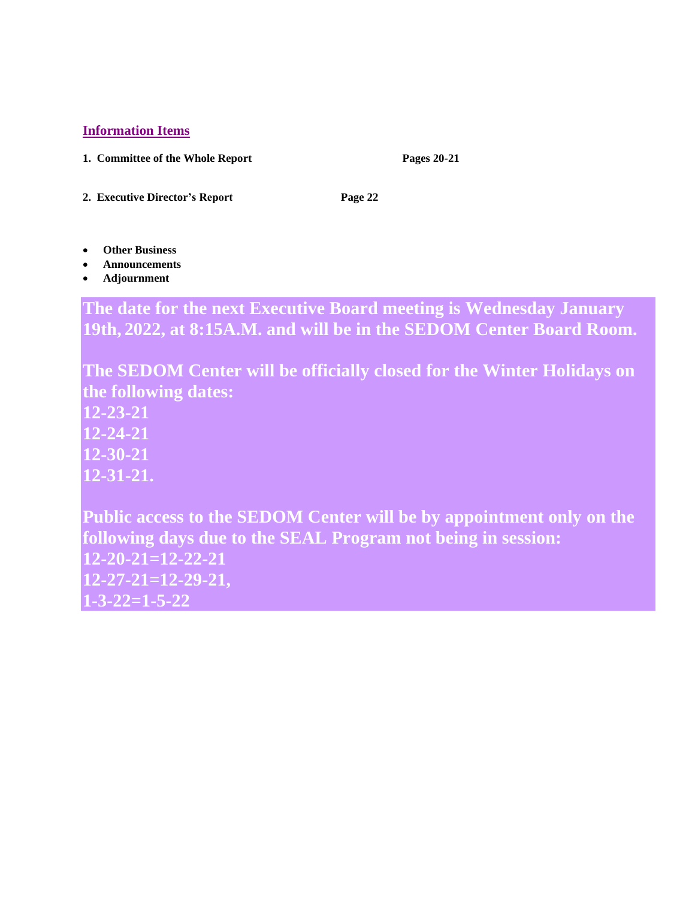## Information Items

1. **Committee of the Whole Report** **Pages 20-21**

2. **Executive Director's Report** **Page 22**

- **Other Business**
- **Announcements**
- **Adjournment**

**The date for the next Executive Board meeting is Wednesday January 19th, 2022, at 8:15A.M. and will be in the SEDOM Center Board Room.**

**The SEDOM Center will be officially closed for the Winter Holidays on the following dates:**
**12-23-21**
**12-24-21**
**12-30-21**
**12-31-21.**

**Public access to the SEDOM Center will be by appointment only on the following days due to the SEAL Program not being in session:**
**12-20-21=12-22-21**
**12-27-21=12-29-21,**
**1-3-22=1-5-22**